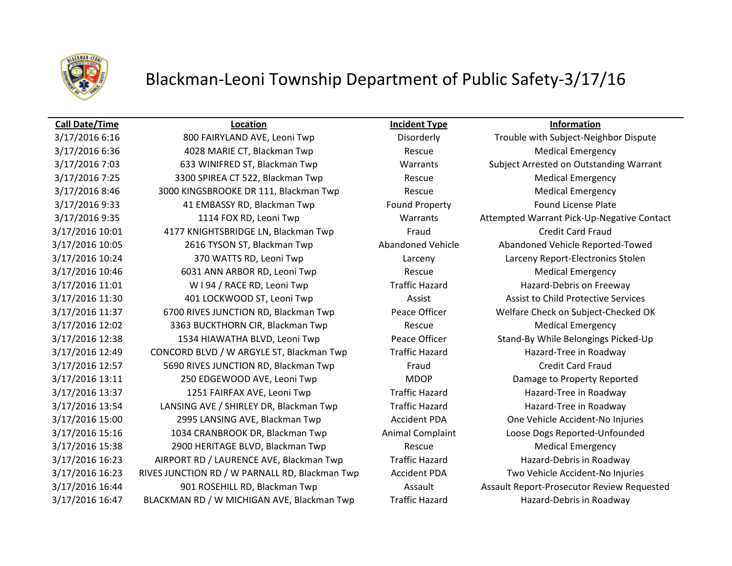# Blackman-Leoni Township Department of Public Safety-3/17/16

| Call Date/Time | Location | Incident Type | Information |
|---|---|---|---|
| 3/17/2016 6:16 | 800 FAIRYLAND AVE, Leoni Twp | Disorderly | Trouble with Subject-Neighbor Dispute |
| 3/17/2016 6:36 | 4028 MARIE CT, Blackman Twp | Rescue | Medical Emergency |
| 3/17/2016 7:03 | 633 WINIFRED ST, Blackman Twp | Warrants | Subject Arrested on Outstanding Warrant |
| 3/17/2016 7:25 | 3300 SPIREA CT 522, Blackman Twp | Rescue | Medical Emergency |
| 3/17/2016 8:46 | 3000 KINGSBROOKE DR 111, Blackman Twp | Rescue | Medical Emergency |
| 3/17/2016 9:33 | 41 EMBASSY RD, Blackman Twp | Found Property | Found License Plate |
| 3/17/2016 9:35 | 1114 FOX RD, Leoni Twp | Warrants | Attempted Warrant Pick-Up-Negative Contact |
| 3/17/2016 10:01 | 4177 KNIGHTSBRIDGE LN, Blackman Twp | Fraud | Credit Card Fraud |
| 3/17/2016 10:05 | 2616 TYSON ST, Blackman Twp | Abandoned Vehicle | Abandoned Vehicle Reported-Towed |
| 3/17/2016 10:24 | 370 WATTS RD, Leoni Twp | Larceny | Larceny Report-Electronics Stolen |
| 3/17/2016 10:46 | 6031 ANN ARBOR RD, Leoni Twp | Rescue | Medical Emergency |
| 3/17/2016 11:01 | W I 94 / RACE RD, Leoni Twp | Traffic Hazard | Hazard-Debris on Freeway |
| 3/17/2016 11:30 | 401 LOCKWOOD ST, Leoni Twp | Assist | Assist to Child Protective Services |
| 3/17/2016 11:37 | 6700 RIVES JUNCTION RD, Blackman Twp | Peace Officer | Welfare Check on Subject-Checked OK |
| 3/17/2016 12:02 | 3363 BUCKTHORN CIR, Blackman Twp | Rescue | Medical Emergency |
| 3/17/2016 12:38 | 1534 HIAWATHA BLVD, Leoni Twp | Peace Officer | Stand-By While Belongings Picked-Up |
| 3/17/2016 12:49 | CONCORD BLVD / W ARGYLE ST, Blackman Twp | Traffic Hazard | Hazard-Tree in Roadway |
| 3/17/2016 12:57 | 5690 RIVES JUNCTION RD, Blackman Twp | Fraud | Credit Card Fraud |
| 3/17/2016 13:11 | 250 EDGEWOOD AVE, Leoni Twp | MDOP | Damage to Property Reported |
| 3/17/2016 13:37 | 1251 FAIRFAX AVE, Leoni Twp | Traffic Hazard | Hazard-Tree in Roadway |
| 3/17/2016 13:54 | LANSING AVE / SHIRLEY DR, Blackman Twp | Traffic Hazard | Hazard-Tree in Roadway |
| 3/17/2016 15:00 | 2995 LANSING AVE, Blackman Twp | Accident PDA | One Vehicle Accident-No Injuries |
| 3/17/2016 15:16 | 1034 CRANBROOK DR, Blackman Twp | Animal Complaint | Loose Dogs Reported-Unfounded |
| 3/17/2016 15:38 | 2900 HERITAGE BLVD, Blackman Twp | Rescue | Medical Emergency |
| 3/17/2016 16:23 | AIRPORT RD / LAURENCE AVE, Blackman Twp | Traffic Hazard | Hazard-Debris in Roadway |
| 3/17/2016 16:23 | RIVES JUNCTION RD / W PARNALL RD, Blackman Twp | Accident PDA | Two Vehicle Accident-No Injuries |
| 3/17/2016 16:44 | 901 ROSEHILL RD, Blackman Twp | Assault | Assault Report-Prosecutor Review Requested |
| 3/17/2016 16:47 | BLACKMAN RD / W MICHIGAN AVE, Blackman Twp | Traffic Hazard | Hazard-Debris in Roadway |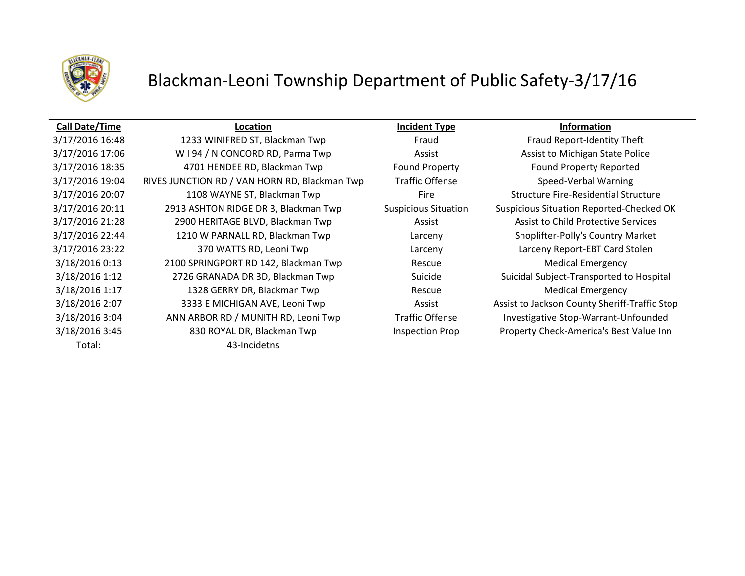# Blackman-Leoni Township Department of Public Safety-3/17/16

| Call Date/Time | Location | Incident Type | Information |
|---|---|---|---|
| 3/17/2016 16:48 | 1233 WINIFRED ST, Blackman Twp | Fraud | Fraud Report-Identity Theft |
| 3/17/2016 17:06 | W I 94 / N CONCORD RD, Parma Twp | Assist | Assist to Michigan State Police |
| 3/17/2016 18:35 | 4701 HENDEE RD, Blackman Twp | Found Property | Found Property Reported |
| 3/17/2016 19:04 | RIVES JUNCTION RD / VAN HORN RD, Blackman Twp | Traffic Offense | Speed-Verbal Warning |
| 3/17/2016 20:07 | 1108 WAYNE ST, Blackman Twp | Fire | Structure Fire-Residential Structure |
| 3/17/2016 20:11 | 2913 ASHTON RIDGE DR 3, Blackman Twp | Suspicious Situation | Suspicious Situation Reported-Checked OK |
| 3/17/2016 21:28 | 2900 HERITAGE BLVD, Blackman Twp | Assist | Assist to Child Protective Services |
| 3/17/2016 22:44 | 1210 W PARNALL RD, Blackman Twp | Larceny | Shoplifter-Polly's Country Market |
| 3/17/2016 23:22 | 370 WATTS RD, Leoni Twp | Larceny | Larceny Report-EBT Card Stolen |
| 3/18/2016 0:13 | 2100 SPRINGPORT RD 142, Blackman Twp | Rescue | Medical Emergency |
| 3/18/2016 1:12 | 2726 GRANADA DR 3D, Blackman Twp | Suicide | Suicidal Subject-Transported to Hospital |
| 3/18/2016 1:17 | 1328 GERRY DR, Blackman Twp | Rescue | Medical Emergency |
| 3/18/2016 2:07 | 3333 E MICHIGAN AVE, Leoni Twp | Assist | Assist to Jackson County Sheriff-Traffic Stop |
| 3/18/2016 3:04 | ANN ARBOR RD / MUNITH RD, Leoni Twp | Traffic Offense | Investigative Stop-Warrant-Unfounded |
| 3/18/2016 3:45 | 830 ROYAL DR, Blackman Twp | Inspection Prop | Property Check-America's Best Value Inn |
| Total: | 43-Incidetns | | |